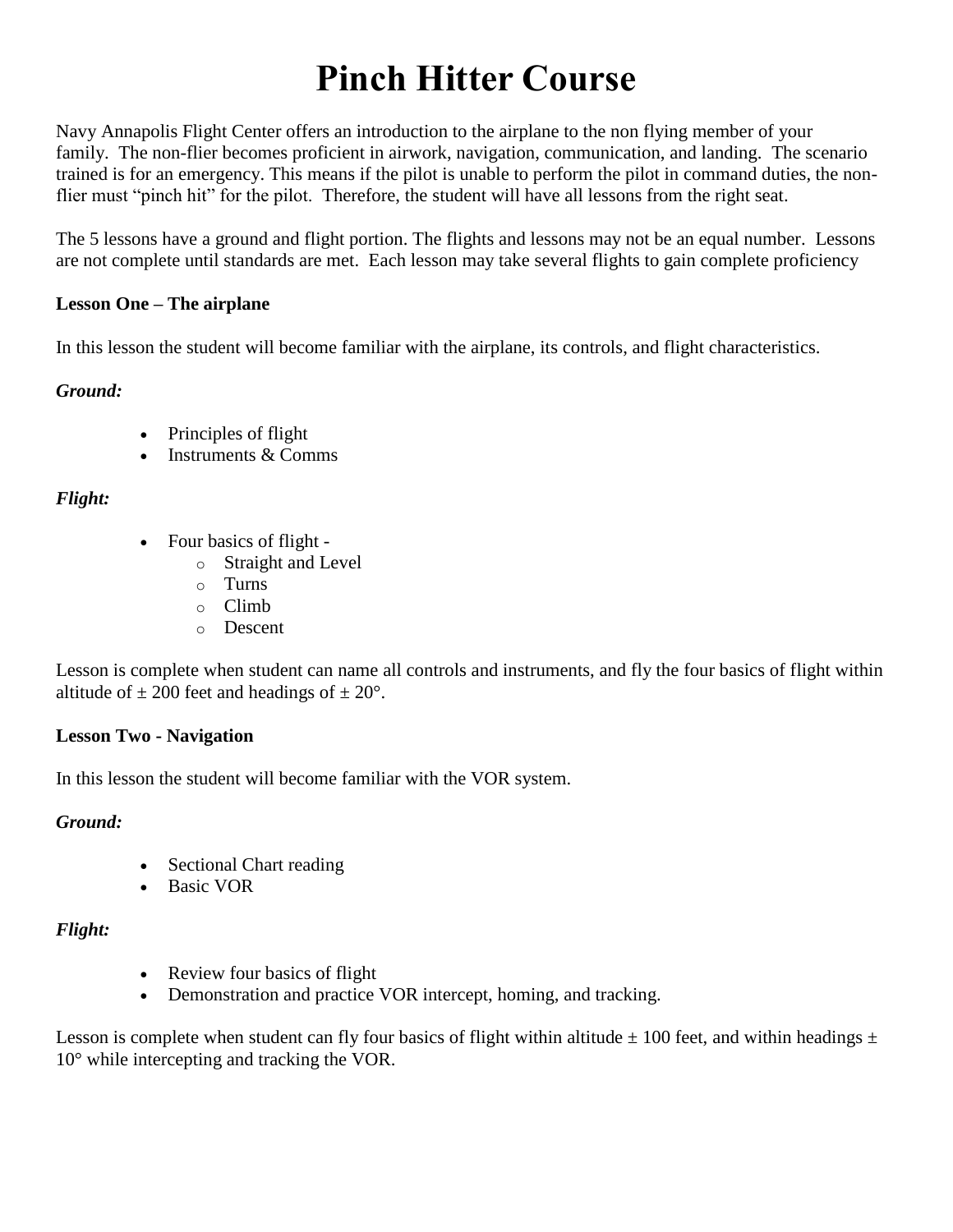# Pinch Hitter Course

Navy Annapolis Flight Center offers an introduction to the airplane to the non flying member of your family. The non-flier becomes proficient in airwork, navigation, communication, and landing. The scenario trained is for an emergency. This means if the pilot is unable to perform the pilot in command duties, the non-flier must "pinch hit" for the pilot. Therefore, the student will have all lessons from the right seat.

The 5 lessons have a ground and flight portion. The flights and lessons may not be an equal number. Lessons are not complete until standards are met. Each lesson may take several flights to gain complete proficiency

**Lesson One – The airplane**

In this lesson the student will become familiar with the airplane, its controls, and flight characteristics.

***Ground:***

- Principles of flight
- Instruments & Comms

***Flight:***

- Four basics of flight -
  - Straight and Level
  - Turns
  - Climb
  - Descent

Lesson is complete when student can name all controls and instruments, and fly the four basics of flight within altitude of ± 200 feet and headings of ± 20°.

**Lesson Two - Navigation**

In this lesson the student will become familiar with the VOR system.

***Ground:***

- Sectional Chart reading
- Basic VOR

***Flight:***

- Review four basics of flight
- Demonstration and practice VOR intercept, homing, and tracking.

Lesson is complete when student can fly four basics of flight within altitude ± 100 feet, and within headings ± 10° while intercepting and tracking the VOR.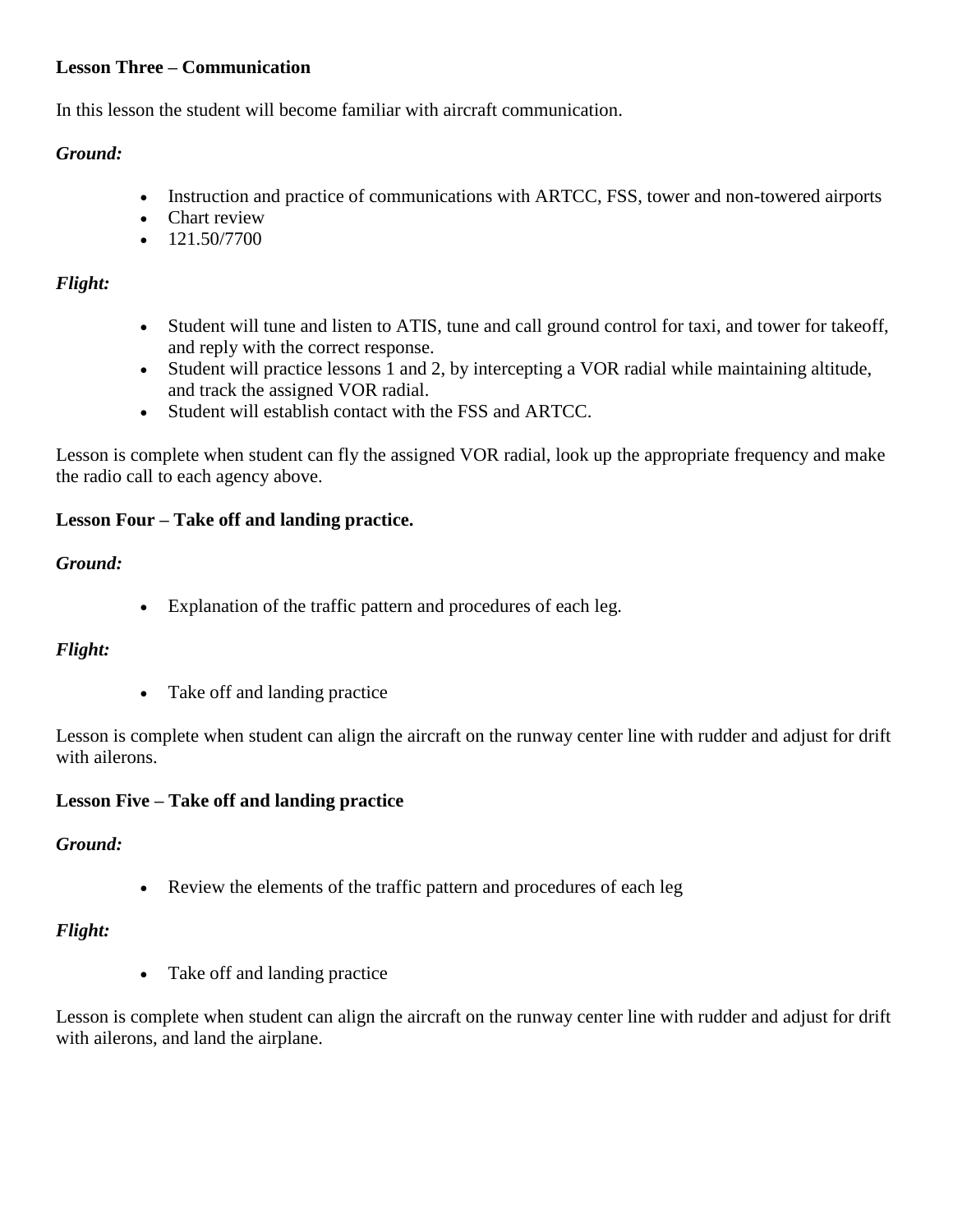**Lesson Three – Communication**

In this lesson the student will become familiar with aircraft communication.

***Ground:***

- Instruction and practice of communications with ARTCC, FSS, tower and non-towered airports
- Chart review
- 121.50/7700

***Flight:***

- Student will tune and listen to ATIS, tune and call ground control for taxi, and tower for takeoff, and reply with the correct response.
- Student will practice lessons 1 and 2, by intercepting a VOR radial while maintaining altitude, and track the assigned VOR radial.
- Student will establish contact with the FSS and ARTCC.

Lesson is complete when student can fly the assigned VOR radial, look up the appropriate frequency and make the radio call to each agency above.

**Lesson Four – Take off and landing practice.**

***Ground:***

- Explanation of the traffic pattern and procedures of each leg.

***Flight:***

- Take off and landing practice

Lesson is complete when student can align the aircraft on the runway center line with rudder and adjust for drift with ailerons.

**Lesson Five – Take off and landing practice**

***Ground:***

- Review the elements of the traffic pattern and procedures of each leg

***Flight:***

- Take off and landing practice

Lesson is complete when student can align the aircraft on the runway center line with rudder and adjust for drift with ailerons, and land the airplane.